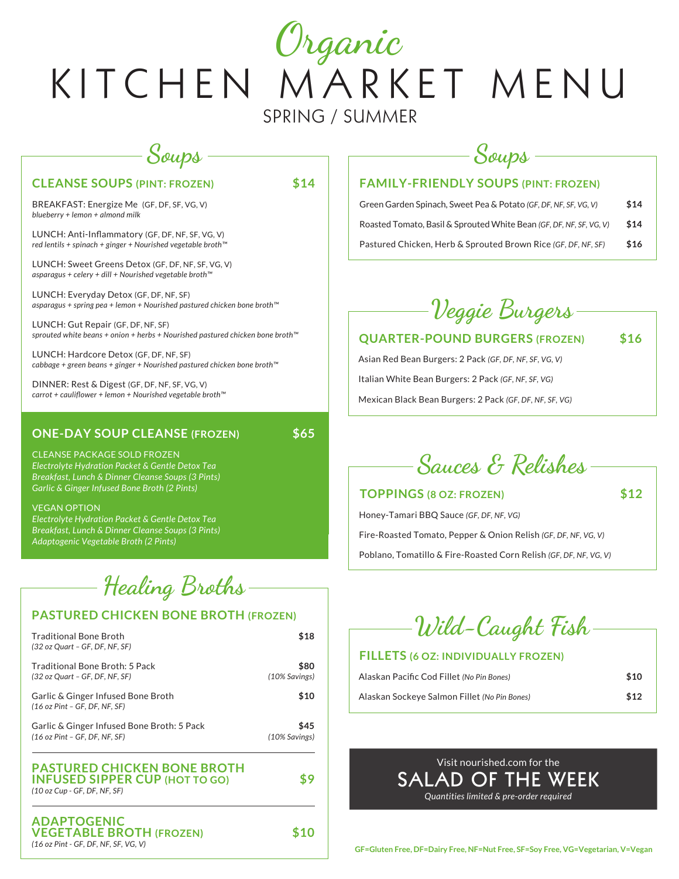# *Organic* KITCHEN MARKET MENU

SPRING / SUMMER

## *Soups*

### CLEANSE SOUPS (PINT: FROZEN) — $14

BREAKFAST: Energize Me (GF, DF, SF, VG, V)
*blueberry + lemon + almond milk*

LUNCH: Anti-Inflammatory (GF, DF, NF, SF, VG, V)
*red lentils + spinach + ginger + Nourished vegetable broth™*

LUNCH: Sweet Greens Detox (GF, DF, NF, SF, VG, V)
*asparagus + celery + dill + Nourished vegetable broth™*

LUNCH: Everyday Detox (GF, DF, NF, SF)
*asparagus + spring pea + lemon + Nourished pastured chicken bone broth™*

LUNCH: Gut Repair (GF, DF, NF, SF)
*sprouted white beans + onion + herbs + Nourished pastured chicken bone broth™*

LUNCH: Hardcore Detox (GF, DF, NF, SF)
*cabbage + green beans + ginger + Nourished pastured chicken bone broth™*

DINNER: Rest & Digest (GF, DF, NF, SF, VG, V)
*carrot + cauliflower + lemon + Nourished vegetable broth™*

### ONE-DAY SOUP CLEANSE (FROZEN) — $65

CLEANSE PACKAGE SOLD FROZEN
*Electrolyte Hydration Packet & Gentle Detox Tea*
*Breakfast, Lunch & Dinner Cleanse Soups (3 Pints)*
*Garlic & Ginger Infused Bone Broth (2 Pints)*

VEGAN OPTION
*Electrolyte Hydration Packet & Gentle Detox Tea*
*Breakfast, Lunch & Dinner Cleanse Soups (3 Pints)*
*Adaptogenic Vegetable Broth (2 Pints)*

## *Healing Broths*

### PASTURED CHICKEN BONE BROTH (FROZEN)

| Item | Price |
|---|---|
| Traditional Bone Broth *(32 oz Quart – GF, DF, NF, SF)* | $18 |
| Traditional Bone Broth: 5 Pack *(32 oz Quart – GF, DF, NF, SF)* | $80 *(10% Savings)* |
| Garlic & Ginger Infused Bone Broth *(16 oz Pint – GF, DF, NF, SF)* | $10 |
| Garlic & Ginger Infused Bone Broth: 5 Pack *(16 oz Pint – GF, DF, NF, SF)* | $45 *(10% Savings)* |

### PASTURED CHICKEN BONE BROTH INFUSED SIPPER CUP (HOT TO GO) — $9

*(10 oz Cup - GF, DF, NF, SF)*

### ADAPTOGENIC VEGETABLE BROTH (FROZEN) — $10

*(16 oz Pint - GF, DF, NF, SF, VG, V)*

## *Soups*

### FAMILY-FRIENDLY SOUPS (PINT: FROZEN)

| Item | Price |
|---|---|
| Green Garden Spinach, Sweet Pea & Potato *(GF, DF, NF, SF, VG, V)* | $14 |
| Roasted Tomato, Basil & Sprouted White Bean *(GF, DF, NF, SF, VG, V)* | $14 |
| Pastured Chicken, Herb & Sprouted Brown Rice *(GF, DF, NF, SF)* | $16 |

## *Veggie Burgers*

### QUARTER-POUND BURGERS (FROZEN) — $16

Asian Red Bean Burgers: 2 Pack *(GF, DF, NF, SF, VG, V)*

Italian White Bean Burgers: 2 Pack *(GF, NF, SF, VG)*

Mexican Black Bean Burgers: 2 Pack *(GF, DF, NF, SF, VG)*

## *Sauces & Relishes*

### TOPPINGS (8 OZ: FROZEN) — $12

Honey-Tamari BBQ Sauce *(GF, DF, NF, VG)*

Fire-Roasted Tomato, Pepper & Onion Relish *(GF, DF, NF, VG, V)*

Poblano, Tomatillo & Fire-Roasted Corn Relish *(GF, DF, NF, VG, V)*

## *Wild-Caught Fish*

### FILLETS (6 OZ: INDIVIDUALLY FROZEN)

| Item | Price |
|---|---|
| Alaskan Pacific Cod Fillet *(No Pin Bones)* | $10 |
| Alaskan Sockeye Salmon Fillet *(No Pin Bones)* | $12 |

Visit nourished.com for the
**SALAD OF THE WEEK**
*Quantities limited & pre-order required*

**GF=Gluten Free, DF=Dairy Free, NF=Nut Free, SF=Soy Free, VG=Vegetarian, V=Vegan**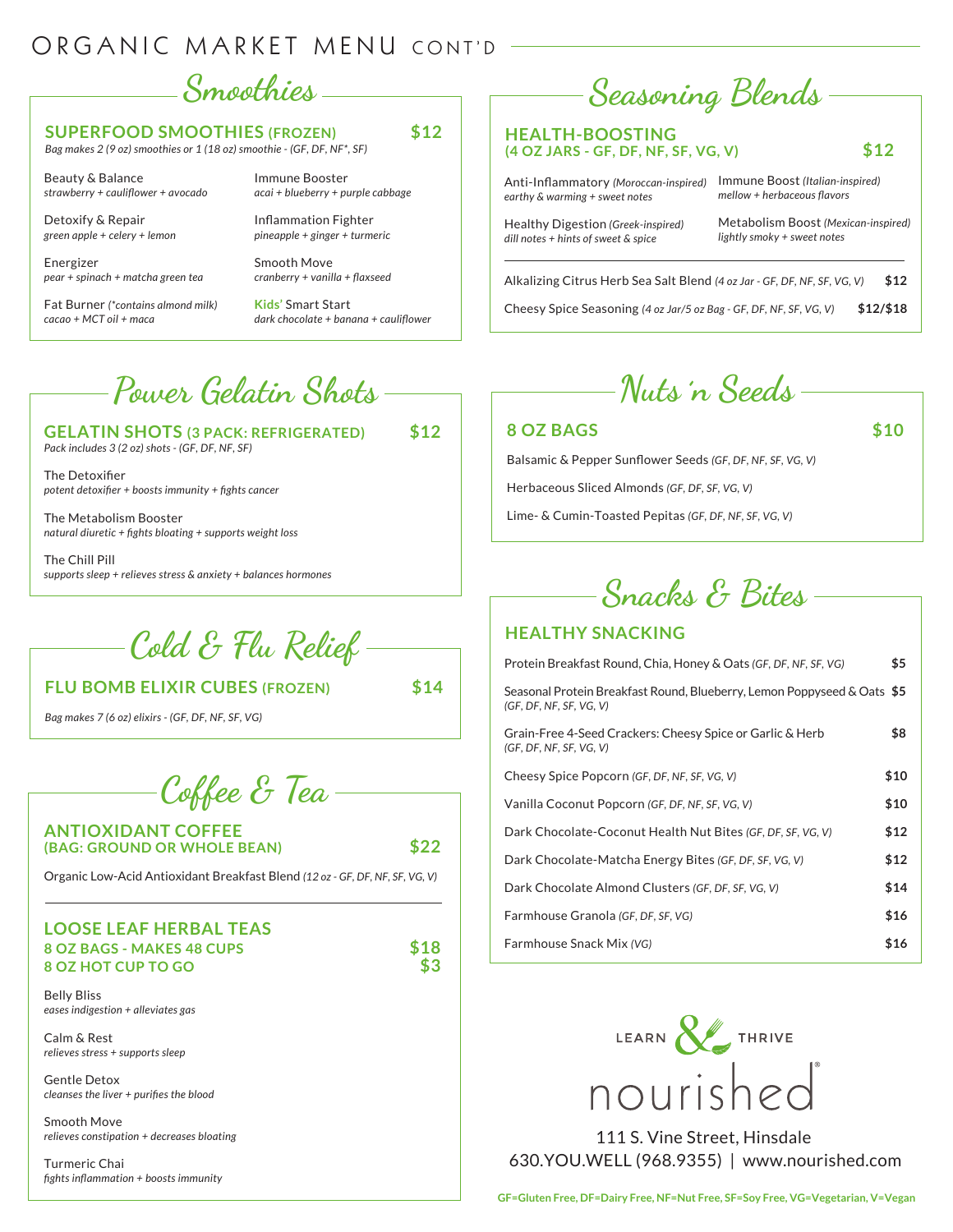# ORGANIC MARKET MENU CONT'D

## Smoothies

### SUPERFOOD SMOOTHIES (FROZEN) — $12

*Bag makes 2 (9 oz) smoothies or 1 (18 oz) smoothie - (GF, DF, NF\*, SF)*

Beauty & Balance
*strawberry + cauliflower + avocado*

Detoxify & Repair
*green apple + celery + lemon*

Energizer
*pear + spinach + matcha green tea*

Fat Burner *(\*contains almond milk)*
*cacao + MCT oil + maca*

Immune Booster
*acai + blueberry + purple cabbage*

Inflammation Fighter
*pineapple + ginger + turmeric*

Smooth Move
*cranberry + vanilla + flaxseed*

Kids' Smart Start
*dark chocolate + banana + cauliflower*

## Power Gelatin Shots

### GELATIN SHOTS (3 PACK: REFRIGERATED) — $12

*Pack includes 3 (2 oz) shots - (GF, DF, NF, SF)*

The Detoxifier
*potent detoxifier + boosts immunity + fights cancer*

The Metabolism Booster
*natural diuretic + fights bloating + supports weight loss*

The Chill Pill
*supports sleep + relieves stress & anxiety + balances hormones*

## Cold & Flu Relief

### FLU BOMB ELIXIR CUBES (FROZEN) — $14

*Bag makes 7 (6 oz) elixirs - (GF, DF, NF, SF, VG)*

## Coffee & Tea

### ANTIOXIDANT COFFEE (BAG: GROUND OR WHOLE BEAN) — $22

Organic Low-Acid Antioxidant Breakfast Blend *(12 oz - GF, DF, NF, SF, VG, V)*

### LOOSE LEAF HERBAL TEAS

**8 OZ BAGS - MAKES 48 CUPS — $18**
**8 OZ HOT CUP TO GO — $3**

Belly Bliss
*eases indigestion + alleviates gas*

Calm & Rest
*relieves stress + supports sleep*

Gentle Detox
*cleanses the liver + purifies the blood*

Smooth Move
*relieves constipation + decreases bloating*

Turmeric Chai
*fights inflammation + boosts immunity*

## Seasoning Blends

### HEALTH-BOOSTING (4 OZ JARS - GF, DF, NF, SF, VG, V) — $12

Anti-Inflammatory *(Moroccan-inspired)*
*earthy & warming + sweet notes*

Healthy Digestion *(Greek-inspired)*
*dill notes + hints of sweet & spice*

Immune Boost *(Italian-inspired)*
*mellow + herbaceous flavors*

Metabolism Boost *(Mexican-inspired)*
*lightly smoky + sweet notes*

| | |
|---|---|
| Alkalizing Citrus Herb Sea Salt Blend *(4 oz Jar - GF, DF, NF, SF, VG, V)* | $12 |
| Cheesy Spice Seasoning *(4 oz Jar/5 oz Bag - GF, DF, NF, SF, VG, V)* | $12/$18 |

## Nuts 'n Seeds

### 8 OZ BAGS — $10

Balsamic & Pepper Sunflower Seeds *(GF, DF, NF, SF, VG, V)*

Herbaceous Sliced Almonds *(GF, DF, SF, VG, V)*

Lime- & Cumin-Toasted Pepitas *(GF, DF, NF, SF, VG, V)*

## Snacks & Bites

### HEALTHY SNACKING

| | |
|---|---|
| Protein Breakfast Round, Chia, Honey & Oats *(GF, DF, NF, SF, VG)* | $5 |
| Seasonal Protein Breakfast Round, Blueberry, Lemon Poppyseed & Oats *(GF, DF, NF, SF, VG, V)* | $5 |
| Grain-Free 4-Seed Crackers: Cheesy Spice or Garlic & Herb *(GF, DF, NF, SF, VG, V)* | $8 |
| Cheesy Spice Popcorn *(GF, DF, NF, SF, VG, V)* | $10 |
| Vanilla Coconut Popcorn *(GF, DF, NF, SF, VG, V)* | $10 |
| Dark Chocolate-Coconut Health Nut Bites *(GF, DF, SF, VG, V)* | $12 |
| Dark Chocolate-Matcha Energy Bites *(GF, DF, SF, VG, V)* | $12 |
| Dark Chocolate Almond Clusters *(GF, DF, SF, VG, V)* | $14 |
| Farmhouse Granola *(GF, DF, SF, VG)* | $16 |
| Farmhouse Snack Mix *(VG)* | $16 |

LEARN & THRIVE
nourished®

111 S. Vine Street, Hinsdale
630.YOU.WELL (968.9355) | www.nourished.com

GF=Gluten Free, DF=Dairy Free, NF=Nut Free, SF=Soy Free, VG=Vegetarian, V=Vegan